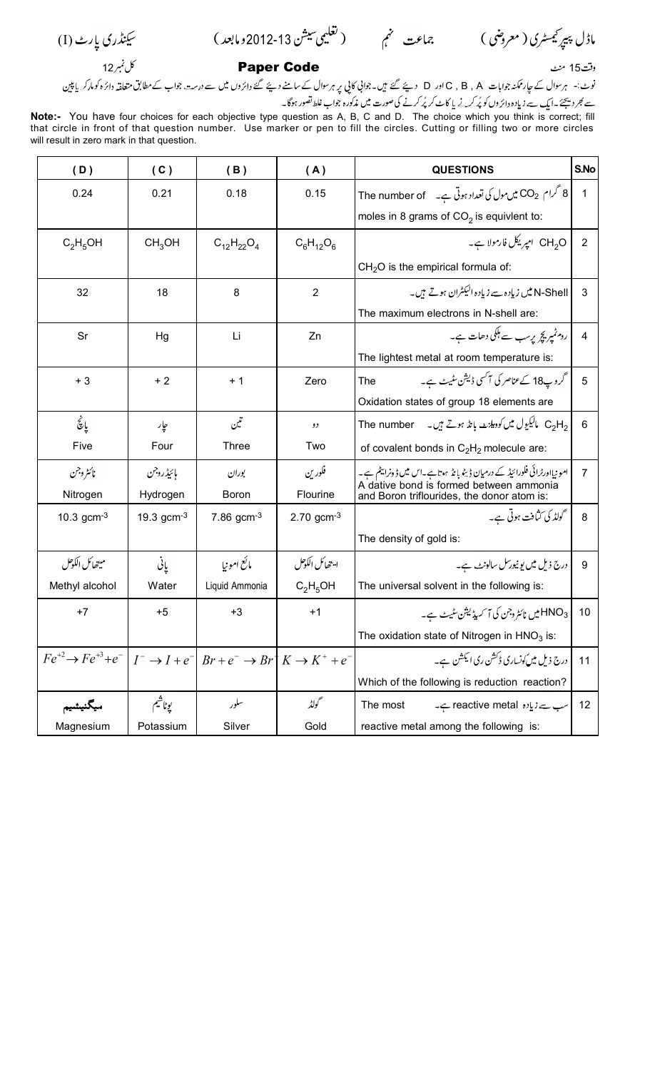ماڈل پیپر کیمسٹری (معروضی) جماعت نہم (تعلیمی سیشن 2012-13 و مابعد) سیکنڈری پارٹ (I)

وقت 15 منٹ **Paper Code** کل نمبر 12

نوٹ:- ہر سوال کے چار ممکنہ جوابات A, B, C اور D دیئے گئے ہیں۔ جوابی کاپی پر ہر سوال کے سامنے دیئے گئے دائروں میں سے درست جواب کے مطابق متعلقہ دائرہ کو مارکر یا پین سے بھر دیجئے۔ ایک سے زیادہ دائروں کو پُر کرنے یا کاٹ کر پُر کرنے کی صورت میں مذکورہ جواب غلط تصور ہوگا۔

**Note:-** You have four choices for each objective type question as A, B, C and D. The choice which you think is correct; fill that circle in front of that question number. Use marker or pen to fill the circles. Cutting or filling two or more circles will result in zero mark in that question.

| (D) | (C) | (B) | (A) | QUESTIONS | S.No |
|---|---|---|---|---|---|
| 0.24 | 0.21 | 0.18 | 0.15 | 8 گرام $CO_2$ میں مول کی تعداد ہوتی ہے۔ The number of moles in 8 grams of $CO_2$ is equivlent to: | 1 |
| $C_2H_5OH$ | $CH_3OH$ | $C_{12}H_{22}O_4$ | $C_6H_{12}O_6$ | $CH_2O$ امپریکل فارمولا ہے۔ $CH_2O$ is the empirical formula of: | 2 |
| 32 | 18 | 8 | 2 | N-Shell میں زیادہ سے زیادہ الیکٹران ہوتے ہیں۔ The maximum electrons in N-shell are: | 3 |
| Sr | Hg | Li | Zn | روم ٹمپریچر پر سب سے ہلکی دھات ہے۔ The lightest metal at room temperature is: | 4 |
| + 3 | + 2 | + 1 | Zero | گروپ 18 کے عناصر کی آکسیڈیشن سٹیٹ ہے۔ The Oxidation states of group 18 elements are | 5 |
| پانچ Five | چار Four | تین Three | دو Two | $C_2H_2$ مالیکیول میں کوویلنٹ بانڈ ہوتے ہیں۔ The number of covalent bonds in $C_2H_2$ molecule are: | 6 |
| نائٹروجن Nitrogen | ہائیڈروجن Hydrogen | بوران Boron | فلورین Flourine | امونیا اور ٹرائی فلورائیڈ کے درمیان ڈیٹو بانڈ بنتا ہے۔ اس میں ڈونر ایٹم ہے۔ A dative bond is formed between ammonia and Boron triflourides, the donor atom is: | 7 |
| 10.3 $gcm^{-3}$ | 19.3 $gcm^{-3}$ | 7.86 $gcm^{-3}$ | 2.70 $gcm^{-3}$ | گولڈ کی کثافت ہوتی ہے۔ The density of gold is: | 8 |
| میتھائل الکوحل Methyl alcohol | پانی Water | مائع امونیا Liquid Ammonia | ایتھائل الکوحل $C_2H_5OH$ | درج ذیل میں یونیورسل سالوینٹ ہے۔ The universal solvent in the following is: | 9 |
| +7 | +5 | +3 | +1 | $HNO_3$ میں نائٹروجن کی آکسیڈیشن سٹیٹ ہے۔ The oxidation state of Nitrogen in $HNO_3$ is: | 10 |
| $Fe^{+2} \rightarrow Fe^{+3} + e^-$ | $I^- \rightarrow I + e^-$ | $Br + e^- \rightarrow Br^-$ | $K \rightarrow K^+ + e^-$ | درج ذیل میں کونسا ریڈکشن ری ایکشن ہے۔ Which of the following is reduction reaction? | 11 |
| میگنیشیم Magnesium | پوٹاشیم Potassium | سلور Silver | گولڈ Gold | سب سے زیادہ reactive metal ہے۔ The most reactive metal among the following is: | 12 |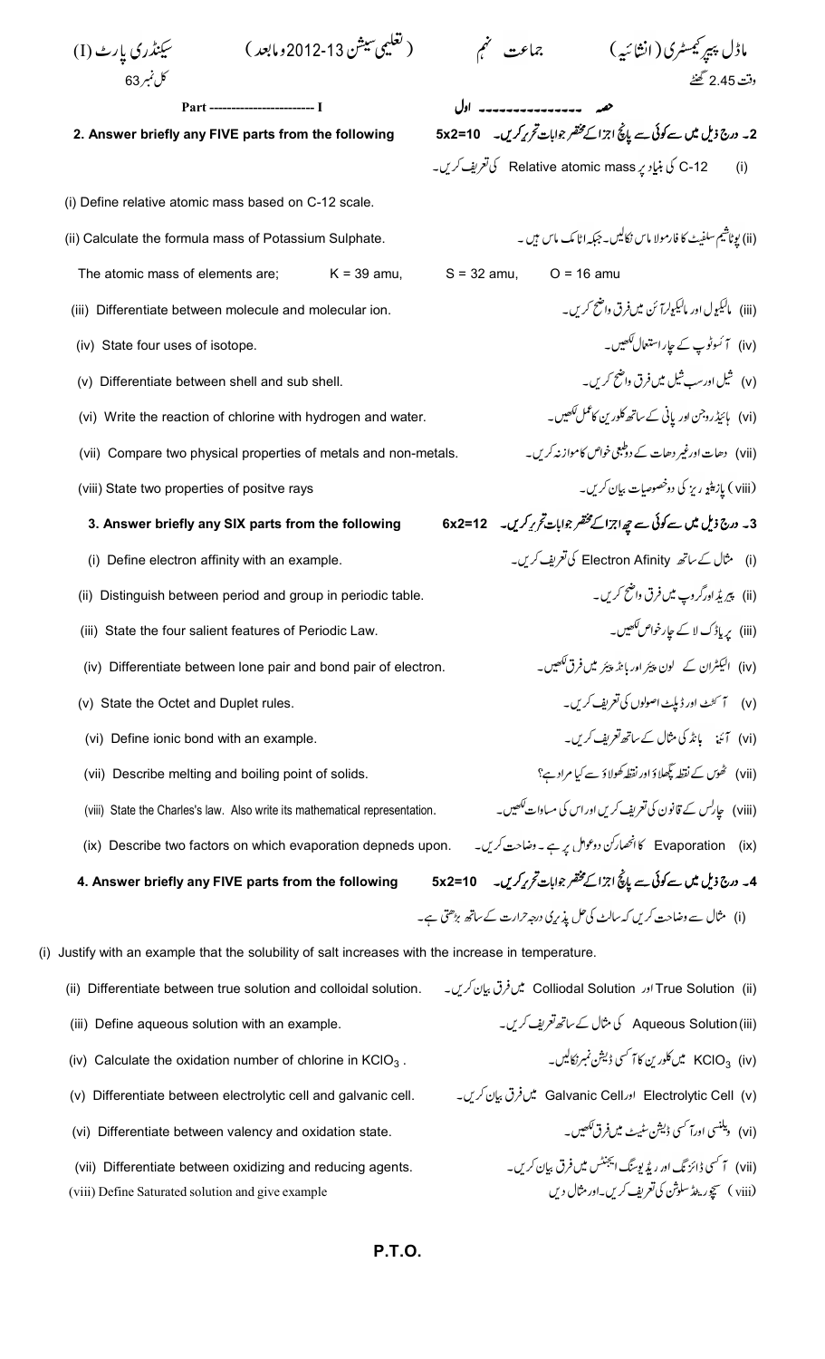ماڈل پیپر کیمسٹری (انشائیہ) جماعت نہم (تعلیمی سیشن 2012-13 و مابعد) سیکنڈری پارٹ (I)

وقت 2.45 گھنٹے کل نمبر 63

## Part ------------------------- I
## حصہ --------------- اول

**2. Answer briefly any FIVE parts from the following** **5x2=10**

**2۔ درج ذیل میں سے کوئی سے پانچ اجزا کے مختصر جوابات تحریر کریں۔ 5x2=10**

(i) C-12 کی بنیاد پر Relative atomic mass کی تعریف کریں۔

(i) Define relative atomic mass based on C-12 scale.

(ii) Calculate the formula mass of Potassium Sulphate.

The atomic mass of elements are; K = 39 amu, S = 32 amu, O = 16 amu

(ii) پوٹاشیم سلفیٹ کا فارمولا ماس نکالیں۔ جبکہ اٹامک ماس ہیں۔

(iii) Differentiate between molecule and molecular ion.

(iii) مالیکیول اور مالیکیولر آئن میں فرق واضح کریں۔

(iv) State four uses of isotope.

(iv) آئسوٹوپ کے چار استعمال لکھیں۔

(v) Differentiate between shell and sub shell.

(v) شیل اور سب شیل میں فرق واضح کریں۔

(vi) Write the reaction of chlorine with hydrogen and water.

(vi) ہائیڈروجن اور پانی کے ساتھ کلورین کا عمل لکھیں۔

(vii) Compare two physical properties of metals and non-metals.

(vii) دھات اور غیر دھات کے دو طبعی خواص کا موازنہ کریں۔

(viii) State two properties of positve rays

(viii) پازیٹو ریز کی دو خصوصیات بیان کریں۔

**3. Answer briefly any SIX parts from the following** **6x2=12**

**3۔ درج ذیل میں سے کوئی سے چھ اجزا کے مختصر جوابات تحریر کریں۔ 6x2=12**

(i) Define electron affinity with an example.

(i) مثال کے ساتھ Electron Afinity کی تعریف کریں۔

(ii) Distinguish between period and group in periodic table.

(ii) پیریڈ اور گروپ میں فرق واضح کریں۔

(iii) State the four salient features of Periodic Law.

(iii) پریاڈک لا کے چار خواص لکھیں۔

(iv) Differentiate between lone pair and bond pair of electron.

(iv) الیکٹران کے لون پیئر اور بانڈ پیئر میں فرق لکھیں۔

(v) State the Octet and Duplet rules.

(v) آکٹٹ اور ڈپلٹ اصولوں کی تعریف کریں۔

(vi) Define ionic bond with an example.

(vi) آئنی بانڈ کی مثال کے ساتھ تعریف کریں۔

(vii) Describe melting and boiling point of solids.

(vii) ٹھوس کے نقطہ پگھلاؤ اور نقطہ کھولاؤ سے کیا مراد ہے؟

(viii) State the Charles's law. Also write its mathematical representation.

(viii) چارلس کے قانون کی تعریف کریں اور اس کی مساوات لکھیں۔

(ix) Describe two factors on which evaporation depneds upon.

(ix) Evaporation کا انحصار کن دو عوامل پر ہے۔ وضاحت کریں۔

**4. Answer briefly any FIVE parts from the following** **5x2=10**

**4۔ درج ذیل میں سے کوئی سے پانچ اجزا کے مختصر جوابات تحریر کریں۔ 5x2=10**

(i) مثال سے وضاحت کریں کہ سالٹ کی حل پذیری درجہ حرارت کے ساتھ بڑھتی ہے۔

(i) Justify with an example that the solubility of salt increases with the increase in temperature.

(ii) Differentiate between true solution and colloidal solution.

(ii) True Solution اور Colliodal Solution میں فرق بیان کریں۔

(iii) Define aqueous solution with an example.

(iii) Aqueous Solution کی مثال کے ساتھ تعریف کریں۔

(iv) Calculate the oxidation number of chlorine in $KClO_3$.

(iv) $KClO_3$ میں کلورین کا آکسی ڈیشن نمبر نکالیں۔

(v) Differentiate between electrolytic cell and galvanic cell.

(v) Electrolytic Cell اور Galvanic Cell میں فرق بیان کریں۔

(vi) Differentiate between valency and oxidation state.

(vi) ویلنسی اور آکسی ڈیشن سٹیٹ میں فرق لکھیں۔

(vii) Differentiate between oxidizing and reducing agents.

(vii) آکسی ڈائزنگ اور ریڈیوسنگ ایجنٹس میں فرق بیان کریں۔

(viii) Define Saturated solution and give example

(viii) سیچوریٹڈ سلوشن کی تعریف کریں۔ اور مثال دیں

**P.T.O.**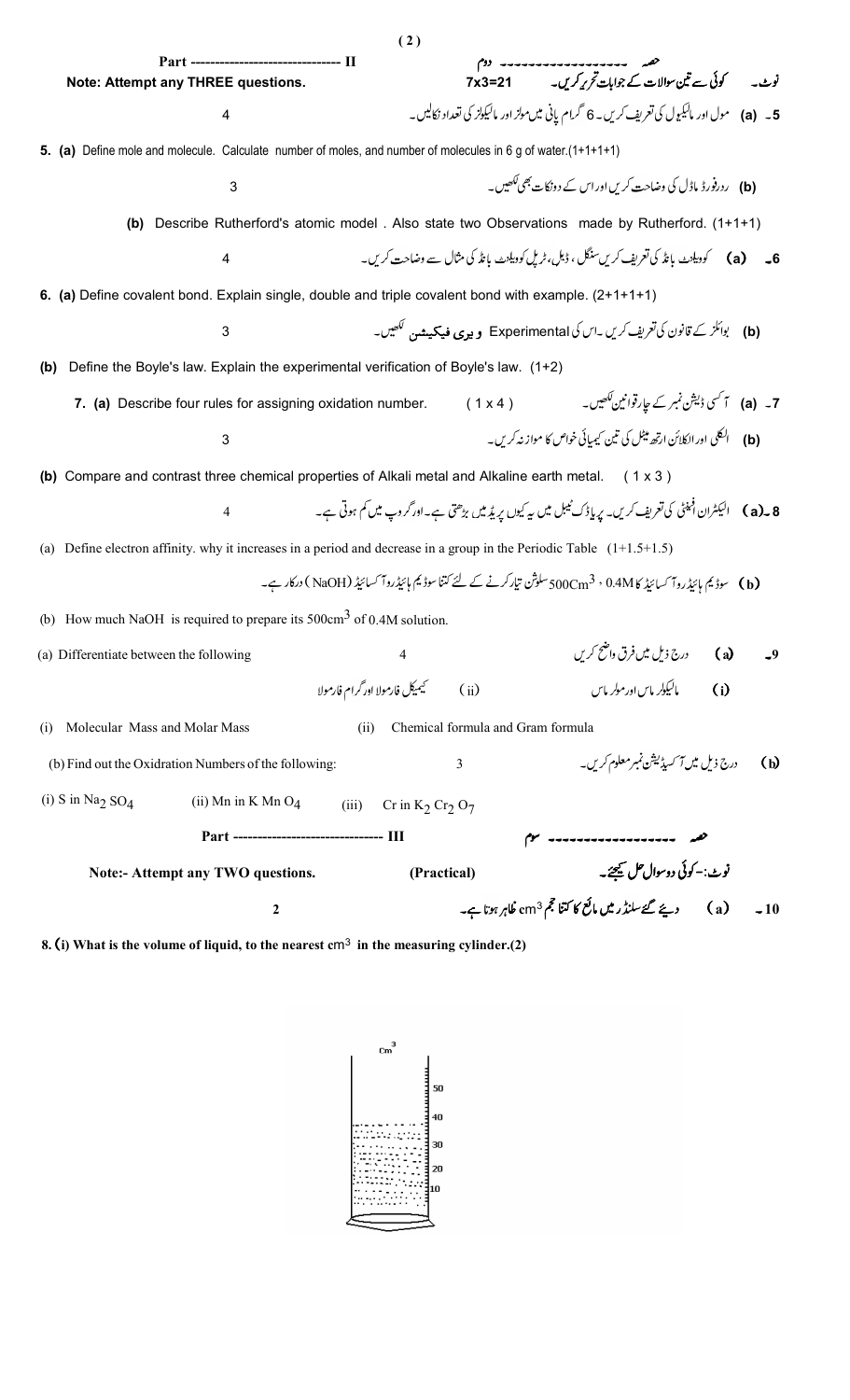## Part ------------------------------- II

حصہ ------------------ دوم

**Note: Attempt any THREE questions.**

نوٹ۔ کوئی سے تین سوالات کے جوابات تحریر کریں۔ 7x3=21

5۔ (a) مول اور مالیکیول کی تعریف کریں۔ 6 گرام پانی میں مولز اور مالیکولز کی تعداد نکالیں۔ 4

**5. (a)** Define mole and molecule. Calculate number of moles, and number of molecules in 6 g of water.(1+1+1+1)

(b) ردرفورڈ ماڈل کی وضاحت کریں اور اس کے دو نکات بھی لکھیں۔ 3

**(b)** Describe Rutherford's atomic model . Also state two Observations made by Rutherford. (1+1+1)

6۔ (a) کوویلنٹ بانڈ کی تعریف کریں سنگل، ڈبل، ٹرپل کوویلنٹ بانڈ کی مثال سے وضاحت کریں۔ 4

**6. (a)** Define covalent bond. Explain single, double and triple covalent bond with example. (2+1+1+1)

(b) بوائلز کے قانون کی تعریف کریں۔ اس کی Experimental **ویری فیکیشن** لکھیں۔ 3

**(b)** Define the Boyle's law. Explain the experimental verification of Boyle's law. (1+2)

7۔ (a) آکسی ڈیشن نمبر کے چار قوانین لکھیں۔

**7. (a)** Describe four rules for assigning oxidation number. (1 x 4)

(b) الکلی اور الکلائن ارتھ میٹل کی تین کیمیائی خواص کا موازنہ کریں۔ 3

**(b)** Compare and contrast three chemical properties of Alkali metal and Alkaline earth metal. (1 x 3)

8۔(a) الیکٹران افینٹی کی تعریف کریں۔ پریاڈک ٹیبل میں یہ کیوں پریڈ میں بڑھتی ہے۔ اور گروپ میں کم ہوتی ہے۔ 4

(a) Define electron affinity. why it increases in a period and decrease in a group in the Periodic Table (1+1.5+1.5)

(b) سوڈیم ہائیڈروآکسائیڈ کا 0.4M ، $500Cm^3$ سلوشن تیار کرنے کے لئے کتنا سوڈیم ہائیڈروآکسائیڈ (NaOH) درکار ہے۔

(b) How much NaOH is required to prepare its $500cm^3$ of 0.4M solution.

9۔ (a) درج ذیل میں فرق واضح کریں 4

(a) Differentiate between the following

(i) مالیکولر ماس اور مولر ماس (ii) کیمیکل فارمولا اور گرام فارمولا

(i) Molecular Mass and Molar Mass (ii) Chemical formula and Gram formula

(b) درج ذیل میں آکسیڈیشن نمبر معلوم کریں۔ 3

(b) Find out the Oxidration Numbers of the following:

(i) S in $Na_2SO_4$ (ii) Mn in $KMnO_4$ (iii) Cr in $K_2Cr_2O_7$

## Part ------------------------------- III

حصہ ------------------ سوم

**Note:- Attempt any TWO questions.** **(Practical)**

**نوٹ:- کوئی دو سوال حل کیجئے۔**

**10۔ (a) دیئے گئے سلنڈر میں مائع کا کتنا حجم $cm^3$ ظاہر ہوتا ہے۔** **2**

**8. (i) What is the volume of liquid, to the nearest $cm^3$ in the measuring cylinder.(2)**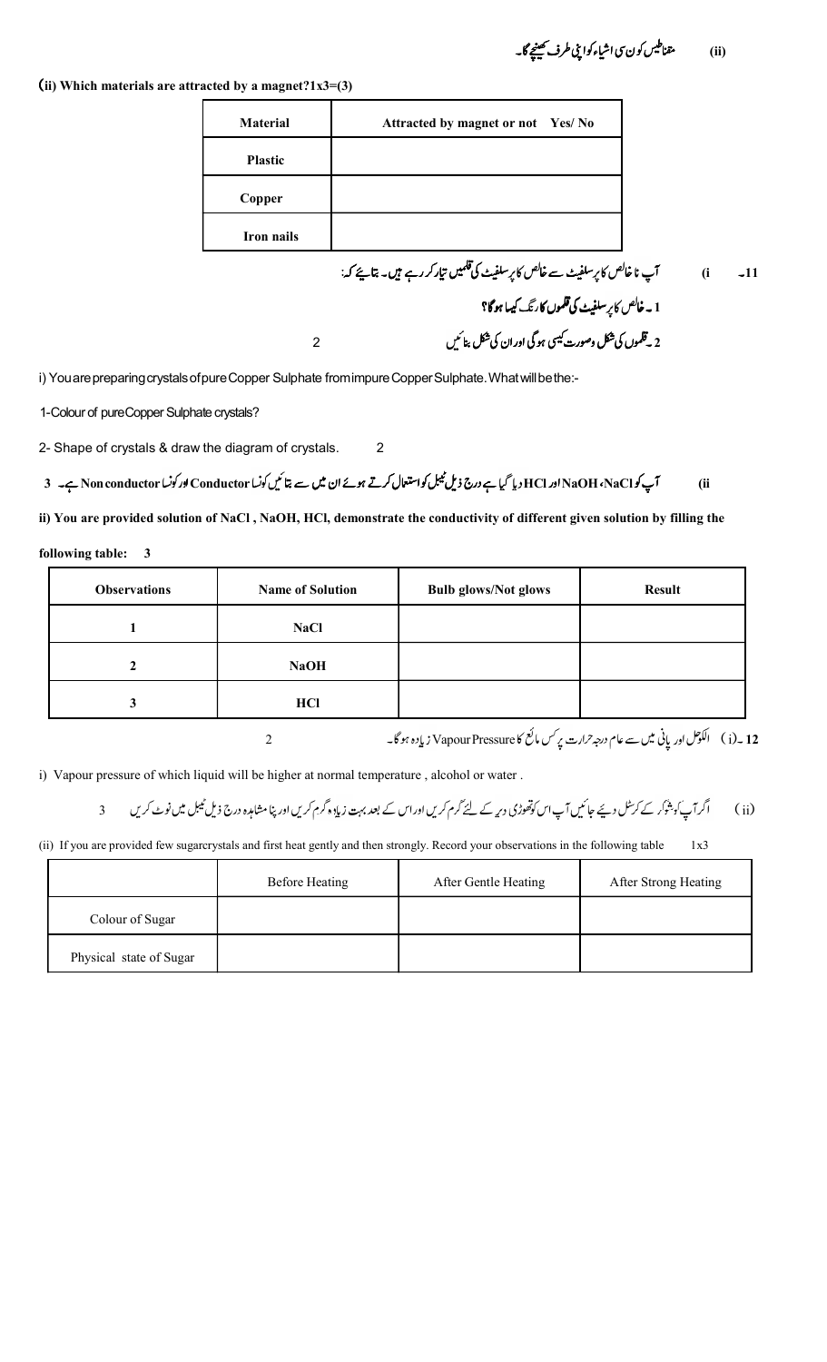(ii) مقناطیس کون سی اشیاء کو اپنی طرف کھینچے گا۔

**(ii) Which materials are attracted by a magnet?1x3=(3)**

| Material | Attracted by magnet or not Yes/ No |
|---|---|
| Plastic | |
| Copper | |
| Iron nails | |

11۔ (i آپ نا خالص کاپر سلفیٹ سے خالص کاپر سلفیٹ کی قلمیں تیار کر رہے ہیں۔ بتائیے کہ:

1 ۔ خالص کاپر سلفیٹ کی قلموں کا رنگ کیسا ہوگا؟

2 ۔ قلموں کی شکل و صورت کیسی ہوگی اور ان کی شکل بنائیں 2

i) You are preparing crystals of pure Copper Sulphate from impure Copper Sulphate. What will be the:-

1-Colour of pure Copper Sulphate crystals?

2- Shape of crystals & draw the diagram of crystals. 2

(ii آپ کو NaCl ،NaOH اور HCl دیا گیا ہے درج ذیل ٹیبل کو استعمال کرتے ہوئے ان میں سے بتائیں کونسا Conductor اور کونسا Non conductor ہے۔ 3

**ii) You are provided solution of NaCl , NaOH, HCl, demonstrate the conductivity of different given solution by filling the following table: 3**

| Observations | Name of Solution | Bulb glows/Not glows | Result |
|---|---|---|---|
| 1 | NaCl | | |
| 2 | NaOH | | |
| 3 | HCl | | |

12 ۔(i) الکوحل اور پانی میں سے عام درجہ حرارت پر کس مائع کا Vapour Pressure زیادہ ہوگا۔ 2

i) Vapour pressure of which liquid will be higher at normal temperature , alcohol or water .

(ii) اگر آپ کو شوگر کے کرسٹل دیے جائیں آپ اس کو تھوڑی دیر کے لئے گرم کریں اور اس کے بعد بہت زیادہ گرم کریں اور پنا مشاہدہ درج ذیل ٹیبل میں نوٹ کریں 3

(ii) If you are provided few sugarcrystals and first heat gently and then strongly. Record your observations in the following table 1x3

| | Before Heating | After Gentle Heating | After Strong Heating |
|---|---|---|---|
| Colour of Sugar | | | |
| Physical state of Sugar | | | |